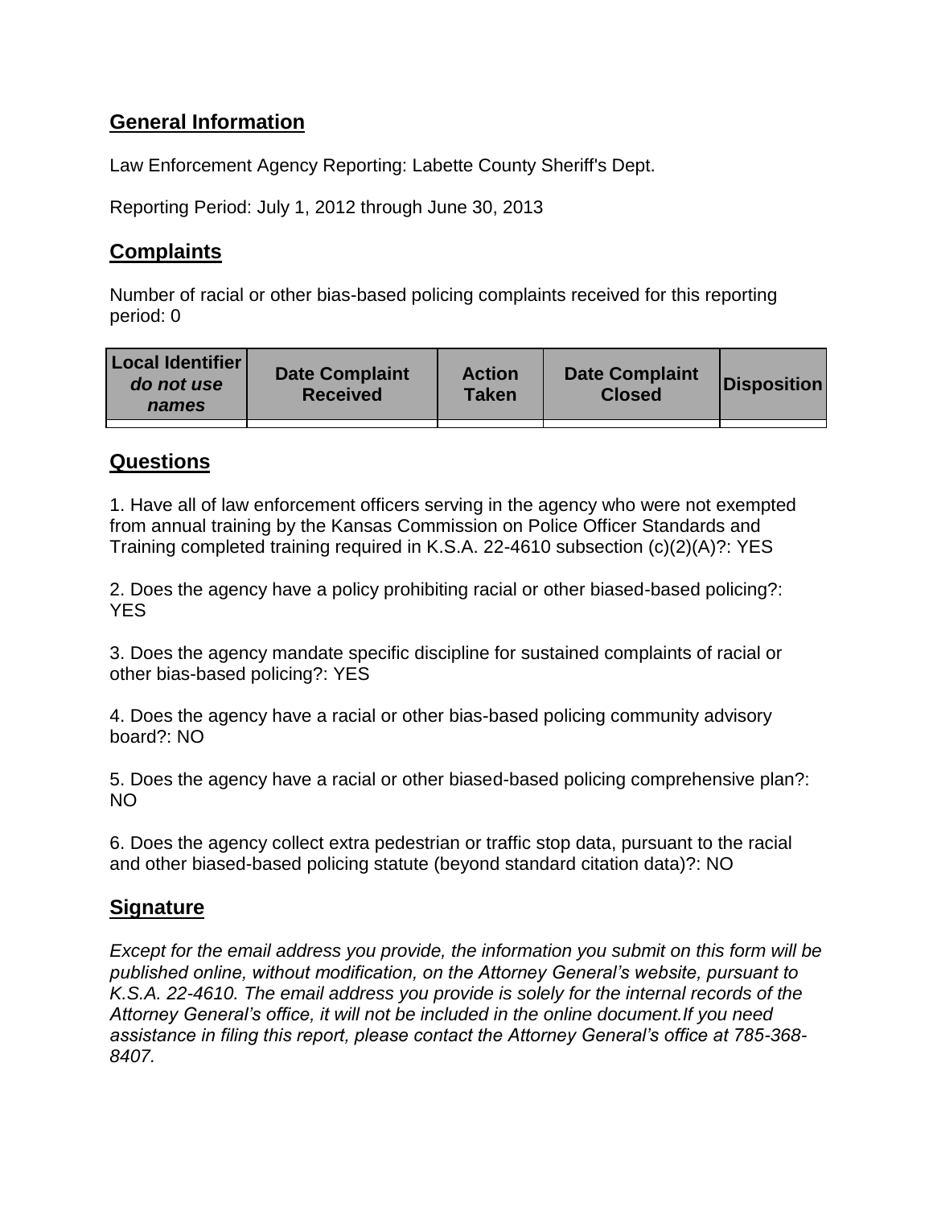## General Information

Law Enforcement Agency Reporting: Labette County Sheriff's Dept.

Reporting Period: July 1, 2012 through June 30, 2013

## Complaints

Number of racial or other bias-based policing complaints received for this reporting period: 0

| Local Identifier *do not use names* | Date Complaint Received | Action Taken | Date Complaint Closed | Disposition |
|---|---|---|---|---|
| | | | | |

## Questions

1. Have all of law enforcement officers serving in the agency who were not exempted from annual training by the Kansas Commission on Police Officer Standards and Training completed training required in K.S.A. 22-4610 subsection (c)(2)(A)?: YES

2. Does the agency have a policy prohibiting racial or other biased-based policing?: YES

3. Does the agency mandate specific discipline for sustained complaints of racial or other bias-based policing?: YES

4. Does the agency have a racial or other bias-based policing community advisory board?: NO

5. Does the agency have a racial or other biased-based policing comprehensive plan?: NO

6. Does the agency collect extra pedestrian or traffic stop data, pursuant to the racial and other biased-based policing statute (beyond standard citation data)?: NO

## Signature

*Except for the email address you provide, the information you submit on this form will be published online, without modification, on the Attorney General's website, pursuant to K.S.A. 22-4610. The email address you provide is solely for the internal records of the Attorney General's office, it will not be included in the online document.If you need assistance in filing this report, please contact the Attorney General's office at 785-368-8407.*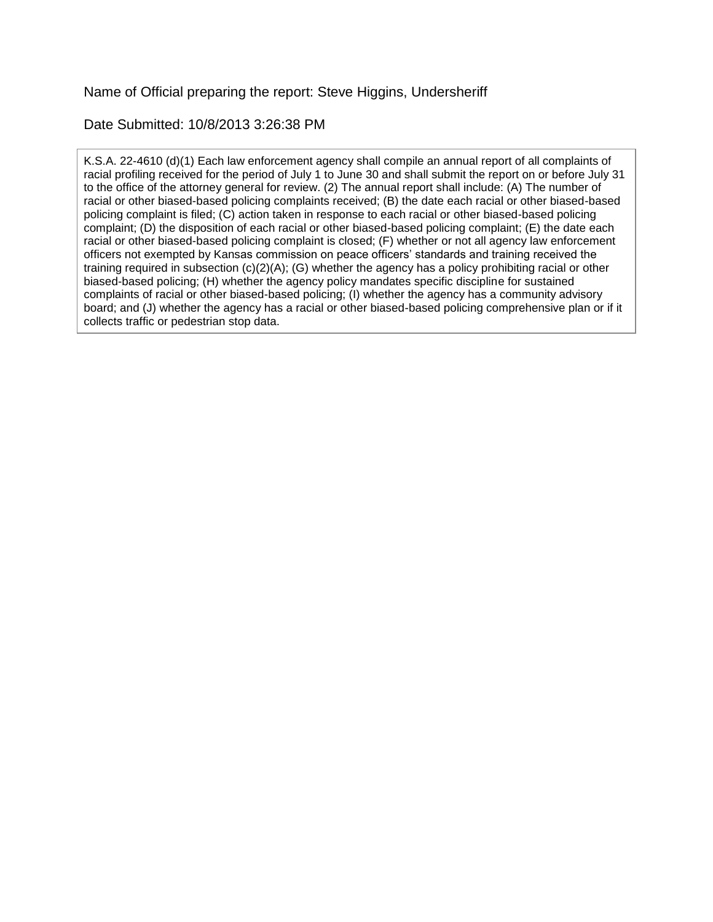Name of Official preparing the report: Steve Higgins, Undersheriff

Date Submitted: 10/8/2013 3:26:38 PM

K.S.A. 22-4610 (d)(1) Each law enforcement agency shall compile an annual report of all complaints of racial profiling received for the period of July 1 to June 30 and shall submit the report on or before July 31 to the office of the attorney general for review. (2) The annual report shall include: (A) The number of racial or other biased-based policing complaints received; (B) the date each racial or other biased-based policing complaint is filed; (C) action taken in response to each racial or other biased-based policing complaint; (D) the disposition of each racial or other biased-based policing complaint; (E) the date each racial or other biased-based policing complaint is closed; (F) whether or not all agency law enforcement officers not exempted by Kansas commission on peace officers' standards and training received the training required in subsection (c)(2)(A); (G) whether the agency has a policy prohibiting racial or other biased-based policing; (H) whether the agency policy mandates specific discipline for sustained complaints of racial or other biased-based policing; (I) whether the agency has a community advisory board; and (J) whether the agency has a racial or other biased-based policing comprehensive plan or if it collects traffic or pedestrian stop data.